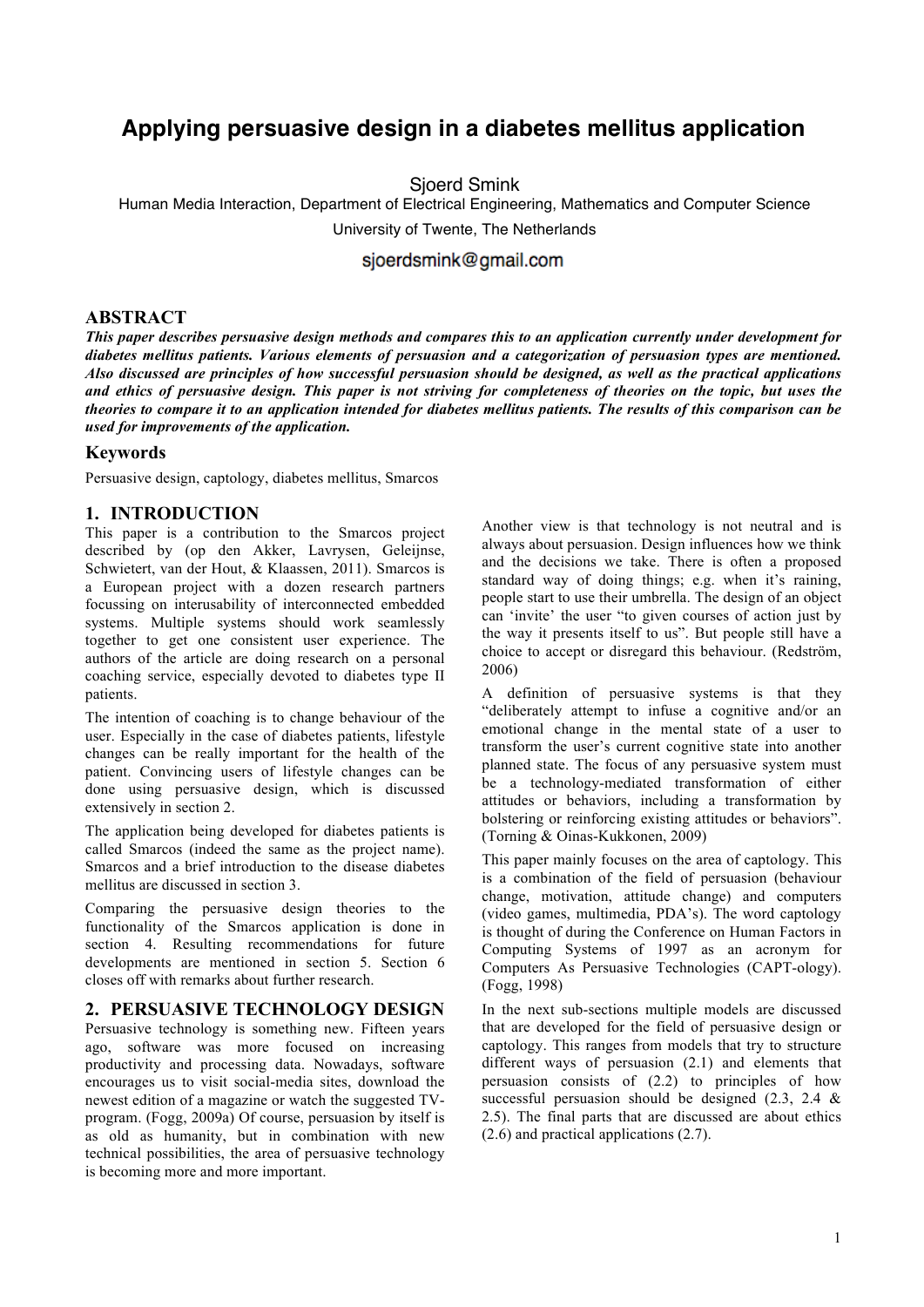# Applying persuasive design in a diabetes mellitus application

Sjoerd Smink

Human Media Interaction, Department of Electrical Engineering, Mathematics and Computer Science

University of Twente, The Netherlands

sjoerdsmink@gmail.com

## ABSTRACT

***This paper describes persuasive design methods and compares this to an application currently under development for diabetes mellitus patients. Various elements of persuasion and a categorization of persuasion types are mentioned. Also discussed are principles of how successful persuasion should be designed, as well as the practical applications and ethics of persuasive design. This paper is not striving for completeness of theories on the topic, but uses the theories to compare it to an application intended for diabetes mellitus patients. The results of this comparison can be used for improvements of the application.***

## Keywords

Persuasive design, captology, diabetes mellitus, Smarcos

## 1. INTRODUCTION

This paper is a contribution to the Smarcos project described by (op den Akker, Lavrysen, Geleijnse, Schwietert, van der Hout, & Klaassen, 2011). Smarcos is a European project with a dozen research partners focussing on interusability of interconnected embedded systems. Multiple systems should work seamlessly together to get one consistent user experience. The authors of the article are doing research on a personal coaching service, especially devoted to diabetes type II patients.

The intention of coaching is to change behaviour of the user. Especially in the case of diabetes patients, lifestyle changes can be really important for the health of the patient. Convincing users of lifestyle changes can be done using persuasive design, which is discussed extensively in section 2.

The application being developed for diabetes patients is called Smarcos (indeed the same as the project name). Smarcos and a brief introduction to the disease diabetes mellitus are discussed in section 3.

Comparing the persuasive design theories to the functionality of the Smarcos application is done in section 4. Resulting recommendations for future developments are mentioned in section 5. Section 6 closes off with remarks about further research.

## 2. PERSUASIVE TECHNOLOGY DESIGN

Persuasive technology is something new. Fifteen years ago, software was more focused on increasing productivity and processing data. Nowadays, software encourages us to visit social-media sites, download the newest edition of a magazine or watch the suggested TV-program. (Fogg, 2009a) Of course, persuasion by itself is as old as humanity, but in combination with new technical possibilities, the area of persuasive technology is becoming more and more important.

Another view is that technology is not neutral and is always about persuasion. Design influences how we think and the decisions we take. There is often a proposed standard way of doing things; e.g. when it's raining, people start to use their umbrella. The design of an object can 'invite' the user "to given courses of action just by the way it presents itself to us". But people still have a choice to accept or disregard this behaviour. (Redström, 2006)

A definition of persuasive systems is that they "deliberately attempt to infuse a cognitive and/or an emotional change in the mental state of a user to transform the user's current cognitive state into another planned state. The focus of any persuasive system must be a technology-mediated transformation of either attitudes or behaviors, including a transformation by bolstering or reinforcing existing attitudes or behaviors". (Torning & Oinas-Kukkonen, 2009)

This paper mainly focuses on the area of captology. This is a combination of the field of persuasion (behaviour change, motivation, attitude change) and computers (video games, multimedia, PDA's). The word captology is thought of during the Conference on Human Factors in Computing Systems of 1997 as an acronym for Computers As Persuasive Technologies (CAPT-ology). (Fogg, 1998)

In the next sub-sections multiple models are discussed that are developed for the field of persuasive design or captology. This ranges from models that try to structure different ways of persuasion (2.1) and elements that persuasion consists of (2.2) to principles of how successful persuasion should be designed (2.3, 2.4 & 2.5). The final parts that are discussed are about ethics (2.6) and practical applications (2.7).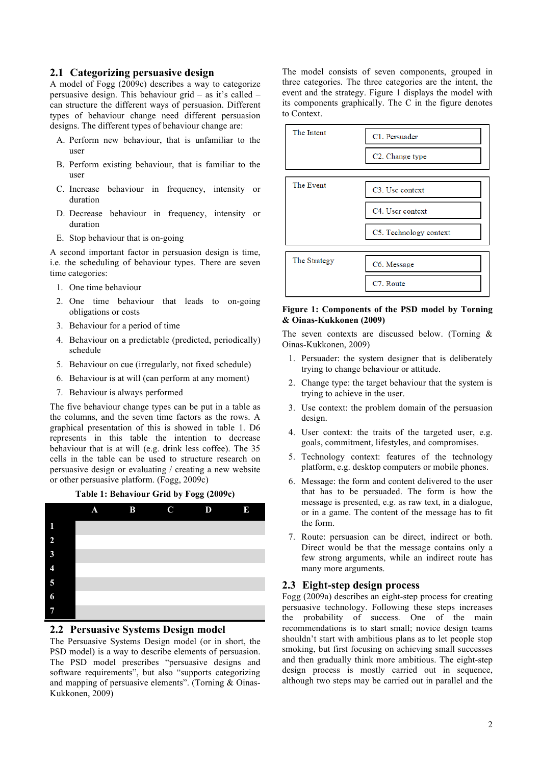## 2.1 Categorizing persuasive design

A model of Fogg (2009c) describes a way to categorize persuasive design. This behaviour grid – as it's called – can structure the different ways of persuasion. Different types of behaviour change need different persuasion designs. The different types of behaviour change are:

A. Perform new behaviour, that is unfamiliar to the user
B. Perform existing behaviour, that is familiar to the user
C. Increase behaviour in frequency, intensity or duration
D. Decrease behaviour in frequency, intensity or duration
E. Stop behaviour that is on-going

A second important factor in persuasion design is time, i.e. the scheduling of behaviour types. There are seven time categories:

1. One time behaviour
2. One time behaviour that leads to on-going obligations or costs
3. Behaviour for a period of time
4. Behaviour on a predictable (predicted, periodically) schedule
5. Behaviour on cue (irregularly, not fixed schedule)
6. Behaviour is at will (can perform at any moment)
7. Behaviour is always performed

The five behaviour change types can be put in a table as the columns, and the seven time factors as the rows. A graphical presentation of this is showed in table 1. D6 represents in this table the intention to decrease behaviour that is at will (e.g. drink less coffee). The 35 cells in the table can be used to structure research on persuasive design or evaluating / creating a new website or other persuasive platform. (Fogg, 2009c)

**Table 1: Behaviour Grid by Fogg (2009c)**

| | A | B | C | D | E |
|---|---|---|---|---|---|
| 1 | | | | | |
| 2 | | | | | |
| 3 | | | | | |
| 4 | | | | | |
| 5 | | | | | |
| 6 | | | | | |
| 7 | | | | | |

## 2.2 Persuasive Systems Design model

The Persuasive Systems Design model (or in short, the PSD model) is a way to describe elements of persuasion. The PSD model prescribes "persuasive designs and software requirements", but also "supports categorizing and mapping of persuasive elements". (Torning & Oinas-Kukkonen, 2009)

The model consists of seven components, grouped in three categories. The three categories are the intent, the event and the strategy. Figure 1 displays the model with its components graphically. The C in the figure denotes to Context.

| | |
|---|---|
| The Intent | C1. Persuader |
| | C2. Change type |
| The Event | C3. Use context |
| | C4. User context |
| | C5. Technology context |
| The Strategy | C6. Message |
| | C7. Route |

**Figure 1: Components of the PSD model by Torning & Oinas-Kukkonen (2009)**

The seven contexts are discussed below. (Torning & Oinas-Kukkonen, 2009)

1. Persuader: the system designer that is deliberately trying to change behaviour or attitude.
2. Change type: the target behaviour that the system is trying to achieve in the user.
3. Use context: the problem domain of the persuasion design.
4. User context: the traits of the targeted user, e.g. goals, commitment, lifestyles, and compromises.
5. Technology context: features of the technology platform, e.g. desktop computers or mobile phones.
6. Message: the form and content delivered to the user that has to be persuaded. The form is how the message is presented, e.g. as raw text, in a dialogue, or in a game. The content of the message has to fit the form.
7. Route: persuasion can be direct, indirect or both. Direct would be that the message contains only a few strong arguments, while an indirect route has many more arguments.

## 2.3 Eight-step design process

Fogg (2009a) describes an eight-step process for creating persuasive technology. Following these steps increases the probability of success. One of the main recommendations is to start small; novice design teams shouldn't start with ambitious plans as to let people stop smoking, but first focusing on achieving small successes and then gradually think more ambitious. The eight-step design process is mostly carried out in sequence, although two steps may be carried out in parallel and the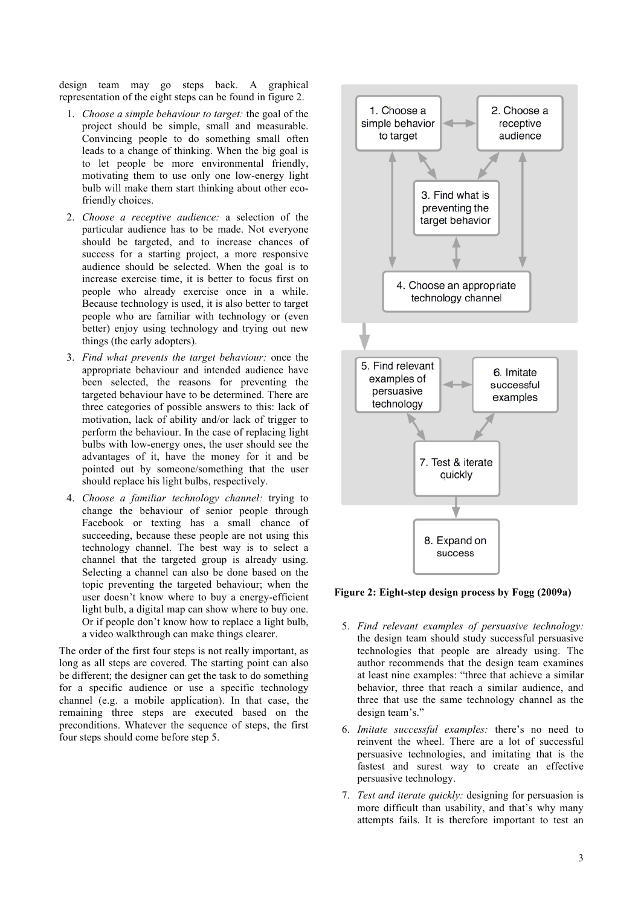design team may go steps back. A graphical representation of the eight steps can be found in figure 2.

1. *Choose a simple behaviour to target:* the goal of the project should be simple, small and measurable. Convincing people to do something small often leads to a change of thinking. When the big goal is to let people be more environmental friendly, motivating them to use only one low-energy light bulb will make them start thinking about other eco-friendly choices.
2. *Choose a receptive audience:* a selection of the particular audience has to be made. Not everyone should be targeted, and to increase chances of success for a starting project, a more responsive audience should be selected. When the goal is to increase exercise time, it is better to focus first on people who already exercise once in a while. Because technology is used, it is also better to target people who are familiar with technology or (even better) enjoy using technology and trying out new things (the early adopters).
3. *Find what prevents the target behaviour:* once the appropriate behaviour and intended audience have been selected, the reasons for preventing the targeted behaviour have to be determined. There are three categories of possible answers to this: lack of motivation, lack of ability and/or lack of trigger to perform the behaviour. In the case of replacing light bulbs with low-energy ones, the user should see the advantages of it, have the money for it and be pointed out by someone/something that the user should replace his light bulbs, respectively.
4. *Choose a familiar technology channel:* trying to change the behaviour of senior people through Facebook or texting has a small chance of succeeding, because these people are not using this technology channel. The best way is to select a channel that the targeted group is already using. Selecting a channel can also be done based on the topic preventing the targeted behaviour; when the user doesn't know where to buy a energy-efficient light bulb, a digital map can show where to buy one. Or if people don't know how to replace a light bulb, a video walkthrough can make things clearer.

The order of the first four steps is not really important, as long as all steps are covered. The starting point can also be different; the designer can get the task to do something for a specific audience or use a specific technology channel (e.g. a mobile application). In that case, the remaining three steps are executed based on the preconditions. Whatever the sequence of steps, the first four steps should come before step 5.

1. Choose a simple behavior to target
2. Choose a receptive audience
3. Find what is preventing the target behavior
4. Choose an appropriate technology channel
5. Find relevant examples of persuasive technology
6. Imitate successful examples
7. Test & iterate quickly
8. Expand on success

**Figure 2: Eight-step design process by Fogg (2009a)**

5. *Find relevant examples of persuasive technology:* the design team should study successful persuasive technologies that people are already using. The author recommends that the design team examines at least nine examples: "three that achieve a similar behavior, three that reach a similar audience, and three that use the same technology channel as the design team's."
6. *Imitate successful examples:* there's no need to reinvent the wheel. There are a lot of successful persuasive technologies, and imitating that is the fastest and surest way to create an effective persuasive technology.
7. *Test and iterate quickly:* designing for persuasion is more difficult than usability, and that's why many attempts fails. It is therefore important to test an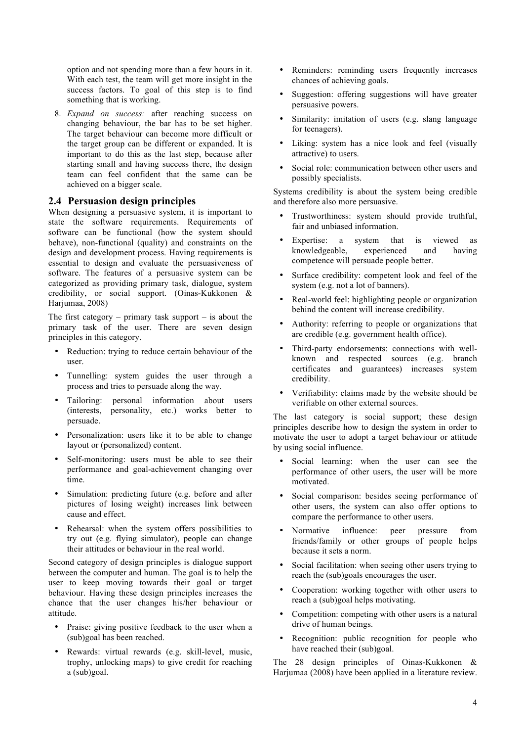option and not spending more than a few hours in it. With each test, the team will get more insight in the success factors. To goal of this step is to find something that is working.

8. *Expand on success:* after reaching success on changing behaviour, the bar has to be set higher. The target behaviour can become more difficult or the target group can be different or expanded. It is important to do this as the last step, because after starting small and having success there, the design team can feel confident that the same can be achieved on a bigger scale.

## 2.4 Persuasion design principles

When designing a persuasive system, it is important to state the software requirements. Requirements of software can be functional (how the system should behave), non-functional (quality) and constraints on the design and development process. Having requirements is essential to design and evaluate the persuasiveness of software. The features of a persuasive system can be categorized as providing primary task, dialogue, system credibility, or social support. (Oinas-Kukkonen & Harjumaa, 2008)

The first category – primary task support – is about the primary task of the user. There are seven design principles in this category.

- Reduction: trying to reduce certain behaviour of the user.
- Tunnelling: system guides the user through a process and tries to persuade along the way.
- Tailoring: personal information about users (interests, personality, etc.) works better to persuade.
- Personalization: users like it to be able to change layout or (personalized) content.
- Self-monitoring: users must be able to see their performance and goal-achievement changing over time.
- Simulation: predicting future (e.g. before and after pictures of losing weight) increases link between cause and effect.
- Rehearsal: when the system offers possibilities to try out (e.g. flying simulator), people can change their attitudes or behaviour in the real world.

Second category of design principles is dialogue support between the computer and human. The goal is to help the user to keep moving towards their goal or target behaviour. Having these design principles increases the chance that the user changes his/her behaviour or attitude.

- Praise: giving positive feedback to the user when a (sub)goal has been reached.
- Rewards: virtual rewards (e.g. skill-level, music, trophy, unlocking maps) to give credit for reaching a (sub)goal.
- Reminders: reminding users frequently increases chances of achieving goals.
- Suggestion: offering suggestions will have greater persuasive powers.
- Similarity: imitation of users (e.g. slang language for teenagers).
- Liking: system has a nice look and feel (visually attractive) to users.
- Social role: communication between other users and possibly specialists.

Systems credibility is about the system being credible and therefore also more persuasive.

- Trustworthiness: system should provide truthful, fair and unbiased information.
- Expertise: a system that is viewed as knowledgeable, experienced and having competence will persuade people better.
- Surface credibility: competent look and feel of the system (e.g. not a lot of banners).
- Real-world feel: highlighting people or organization behind the content will increase credibility.
- Authority: referring to people or organizations that are credible (e.g. government health office).
- Third-party endorsements: connections with well-known and respected sources (e.g. branch certificates and guarantees) increases system credibility.
- Verifiability: claims made by the website should be verifiable on other external sources.

The last category is social support; these design principles describe how to design the system in order to motivate the user to adopt a target behaviour or attitude by using social influence.

- Social learning: when the user can see the performance of other users, the user will be more motivated.
- Social comparison: besides seeing performance of other users, the system can also offer options to compare the performance to other users.
- Normative influence: peer pressure from friends/family or other groups of people helps because it sets a norm.
- Social facilitation: when seeing other users trying to reach the (sub)goals encourages the user.
- Cooperation: working together with other users to reach a (sub)goal helps motivating.
- Competition: competing with other users is a natural drive of human beings.
- Recognition: public recognition for people who have reached their (sub)goal.

The 28 design principles of Oinas-Kukkonen & Harjumaa (2008) have been applied in a literature review.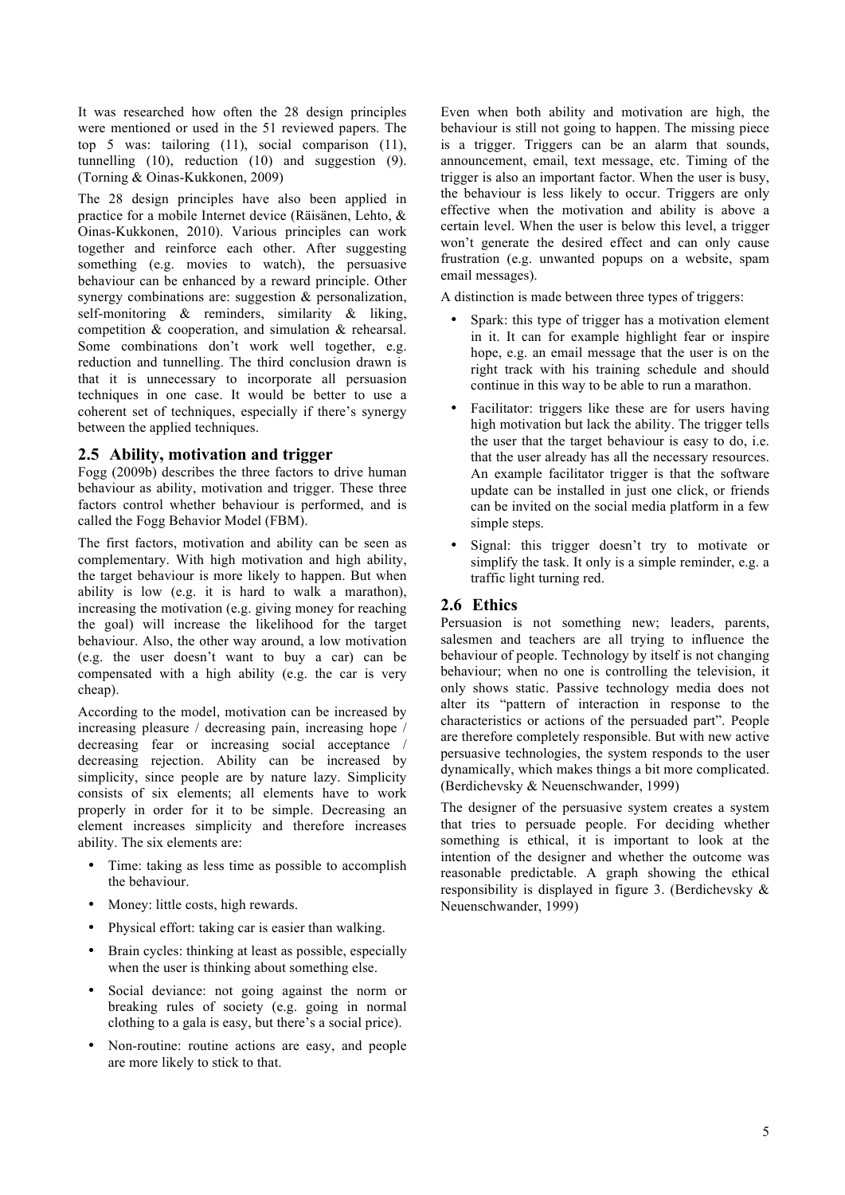It was researched how often the 28 design principles were mentioned or used in the 51 reviewed papers. The top 5 was: tailoring (11), social comparison (11), tunnelling (10), reduction (10) and suggestion (9). (Torning & Oinas-Kukkonen, 2009)

The 28 design principles have also been applied in practice for a mobile Internet device (Räisänen, Lehto, & Oinas-Kukkonen, 2010). Various principles can work together and reinforce each other. After suggesting something (e.g. movies to watch), the persuasive behaviour can be enhanced by a reward principle. Other synergy combinations are: suggestion & personalization, self-monitoring & reminders, similarity & liking, competition & cooperation, and simulation & rehearsal. Some combinations don't work well together, e.g. reduction and tunnelling. The third conclusion drawn is that it is unnecessary to incorporate all persuasion techniques in one case. It would be better to use a coherent set of techniques, especially if there's synergy between the applied techniques.

## 2.5 Ability, motivation and trigger

Fogg (2009b) describes the three factors to drive human behaviour as ability, motivation and trigger. These three factors control whether behaviour is performed, and is called the Fogg Behavior Model (FBM).

The first factors, motivation and ability can be seen as complementary. With high motivation and high ability, the target behaviour is more likely to happen. But when ability is low (e.g. it is hard to walk a marathon), increasing the motivation (e.g. giving money for reaching the goal) will increase the likelihood for the target behaviour. Also, the other way around, a low motivation (e.g. the user doesn't want to buy a car) can be compensated with a high ability (e.g. the car is very cheap).

According to the model, motivation can be increased by increasing pleasure / decreasing pain, increasing hope / decreasing fear or increasing social acceptance / decreasing rejection. Ability can be increased by simplicity, since people are by nature lazy. Simplicity consists of six elements; all elements have to work properly in order for it to be simple. Decreasing an element increases simplicity and therefore increases ability. The six elements are:

- Time: taking as less time as possible to accomplish the behaviour.
- Money: little costs, high rewards.
- Physical effort: taking car is easier than walking.
- Brain cycles: thinking at least as possible, especially when the user is thinking about something else.
- Social deviance: not going against the norm or breaking rules of society (e.g. going in normal clothing to a gala is easy, but there's a social price).
- Non-routine: routine actions are easy, and people are more likely to stick to that.

Even when both ability and motivation are high, the behaviour is still not going to happen. The missing piece is a trigger. Triggers can be an alarm that sounds, announcement, email, text message, etc. Timing of the trigger is also an important factor. When the user is busy, the behaviour is less likely to occur. Triggers are only effective when the motivation and ability is above a certain level. When the user is below this level, a trigger won't generate the desired effect and can only cause frustration (e.g. unwanted popups on a website, spam email messages).

A distinction is made between three types of triggers:

- Spark: this type of trigger has a motivation element in it. It can for example highlight fear or inspire hope, e.g. an email message that the user is on the right track with his training schedule and should continue in this way to be able to run a marathon.
- Facilitator: triggers like these are for users having high motivation but lack the ability. The trigger tells the user that the target behaviour is easy to do, i.e. that the user already has all the necessary resources. An example facilitator trigger is that the software update can be installed in just one click, or friends can be invited on the social media platform in a few simple steps.
- Signal: this trigger doesn't try to motivate or simplify the task. It only is a simple reminder, e.g. a traffic light turning red.

## 2.6 Ethics

Persuasion is not something new; leaders, parents, salesmen and teachers are all trying to influence the behaviour of people. Technology by itself is not changing behaviour; when no one is controlling the television, it only shows static. Passive technology media does not alter its "pattern of interaction in response to the characteristics or actions of the persuaded part". People are therefore completely responsible. But with new active persuasive technologies, the system responds to the user dynamically, which makes things a bit more complicated. (Berdichevsky & Neuenschwander, 1999)

The designer of the persuasive system creates a system that tries to persuade people. For deciding whether something is ethical, it is important to look at the intention of the designer and whether the outcome was reasonable predictable. A graph showing the ethical responsibility is displayed in figure 3. (Berdichevsky & Neuenschwander, 1999)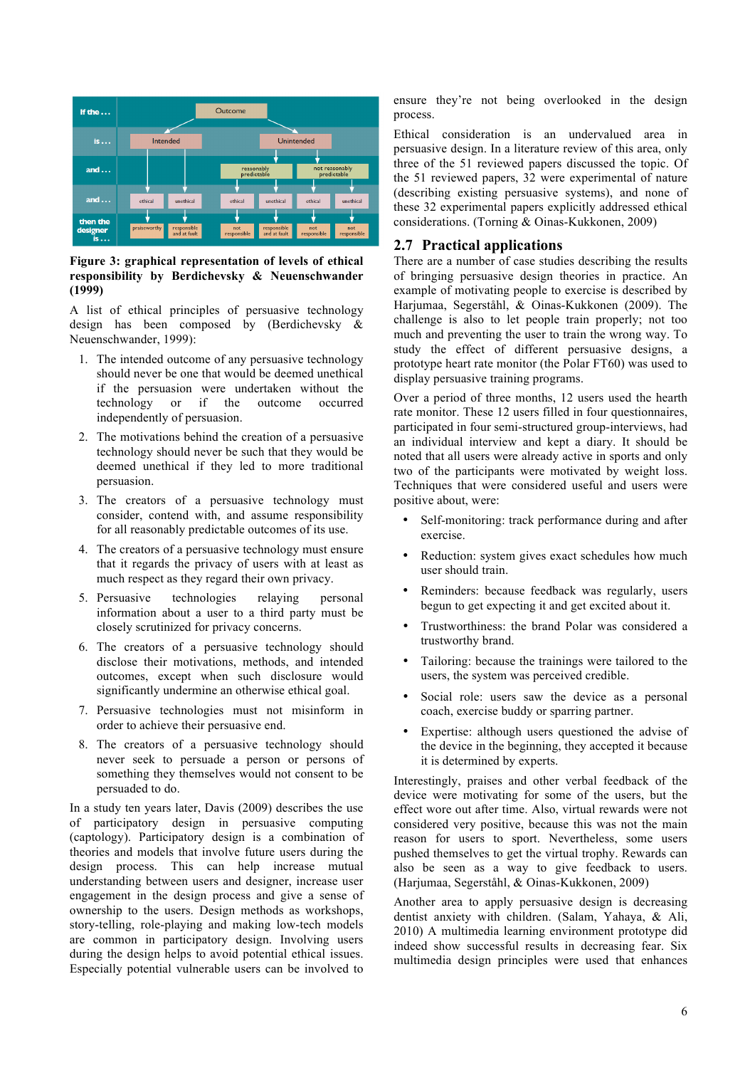**Figure 3: graphical representation of levels of ethical responsibility by Berdichevsky & Neuenschwander (1999)**

A list of ethical principles of persuasive technology design has been composed by (Berdichevsky & Neuenschwander, 1999):

1. The intended outcome of any persuasive technology should never be one that would be deemed unethical if the persuasion were undertaken without the technology or if the outcome occurred independently of persuasion.
2. The motivations behind the creation of a persuasive technology should never be such that they would be deemed unethical if they led to more traditional persuasion.
3. The creators of a persuasive technology must consider, contend with, and assume responsibility for all reasonably predictable outcomes of its use.
4. The creators of a persuasive technology must ensure that it regards the privacy of users with at least as much respect as they regard their own privacy.
5. Persuasive technologies relaying personal information about a user to a third party must be closely scrutinized for privacy concerns.
6. The creators of a persuasive technology should disclose their motivations, methods, and intended outcomes, except when such disclosure would significantly undermine an otherwise ethical goal.
7. Persuasive technologies must not misinform in order to achieve their persuasive end.
8. The creators of a persuasive technology should never seek to persuade a person or persons of something they themselves would not consent to be persuaded to do.

In a study ten years later, Davis (2009) describes the use of participatory design in persuasive computing (captology). Participatory design is a combination of theories and models that involve future users during the design process. This can help increase mutual understanding between users and designer, increase user engagement in the design process and give a sense of ownership to the users. Design methods as workshops, story-telling, role-playing and making low-tech models are common in participatory design. Involving users during the design helps to avoid potential ethical issues. Especially potential vulnerable users can be involved to ensure they're not being overlooked in the design process.

Ethical consideration is an undervalued area in persuasive design. In a literature review of this area, only three of the 51 reviewed papers discussed the topic. Of the 51 reviewed papers, 32 were experimental of nature (describing existing persuasive systems), and none of these 32 experimental papers explicitly addressed ethical considerations. (Torning & Oinas-Kukkonen, 2009)

## 2.7 Practical applications

There are a number of case studies describing the results of bringing persuasive design theories in practice. An example of motivating people to exercise is described by Harjumaa, Segerståhl, & Oinas-Kukkonen (2009). The challenge is also to let people train properly; not too much and preventing the user to train the wrong way. To study the effect of different persuasive designs, a prototype heart rate monitor (the Polar FT60) was used to display persuasive training programs.

Over a period of three months, 12 users used the hearth rate monitor. These 12 users filled in four questionnaires, participated in four semi-structured group-interviews, had an individual interview and kept a diary. It should be noted that all users were already active in sports and only two of the participants were motivated by weight loss. Techniques that were considered useful and users were positive about, were:

- Self-monitoring: track performance during and after exercise.
- Reduction: system gives exact schedules how much user should train.
- Reminders: because feedback was regularly, users begun to get expecting it and get excited about it.
- Trustworthiness: the brand Polar was considered a trustworthy brand.
- Tailoring: because the trainings were tailored to the users, the system was perceived credible.
- Social role: users saw the device as a personal coach, exercise buddy or sparring partner.
- Expertise: although users questioned the advise of the device in the beginning, they accepted it because it is determined by experts.

Interestingly, praises and other verbal feedback of the device were motivating for some of the users, but the effect wore out after time. Also, virtual rewards were not considered very positive, because this was not the main reason for users to sport. Nevertheless, some users pushed themselves to get the virtual trophy. Rewards can also be seen as a way to give feedback to users. (Harjumaa, Segerståhl, & Oinas-Kukkonen, 2009)

Another area to apply persuasive design is decreasing dentist anxiety with children. (Salam, Yahaya, & Ali, 2010) A multimedia learning environment prototype did indeed show successful results in decreasing fear. Six multimedia design principles were used that enhances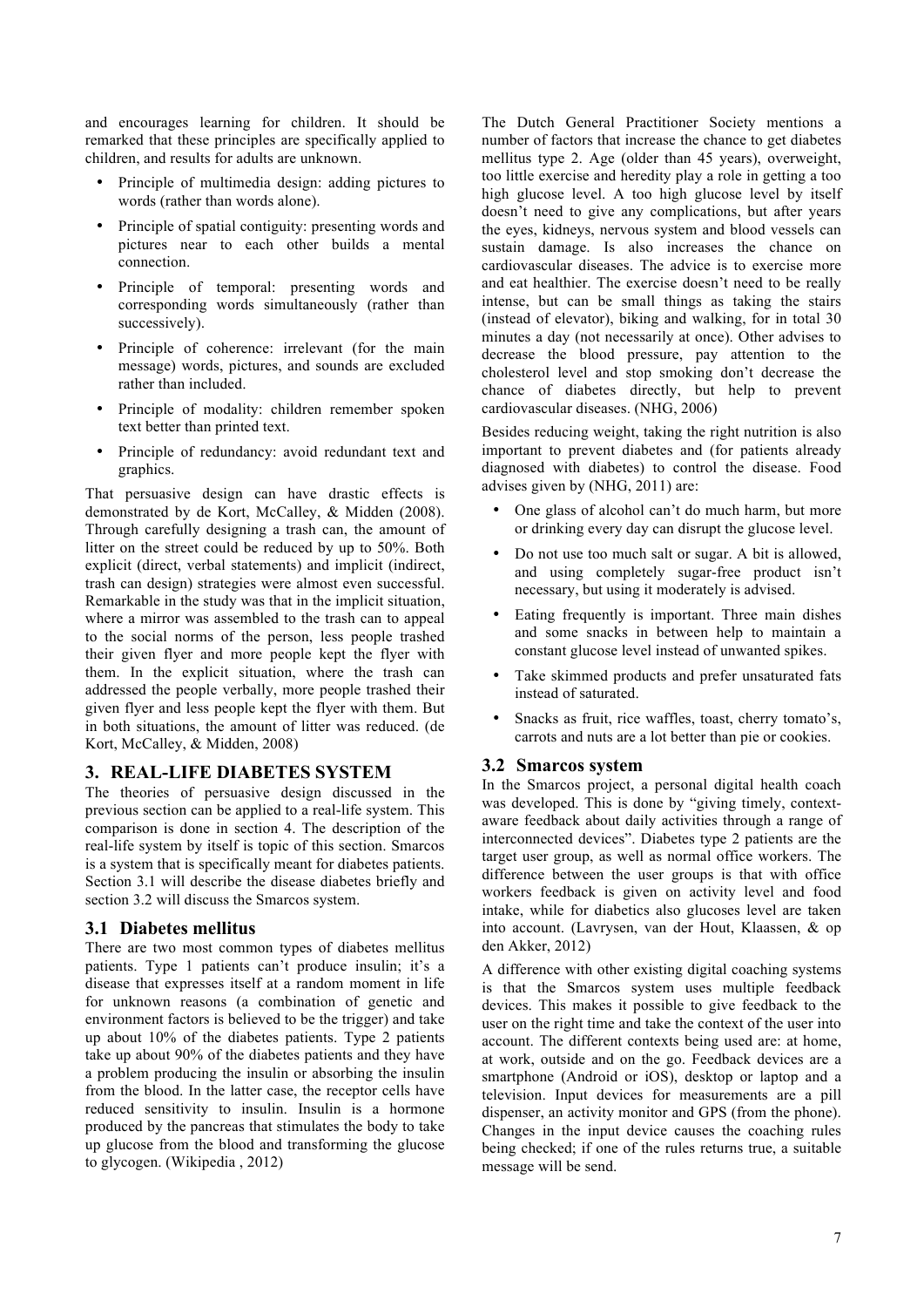and encourages learning for children. It should be remarked that these principles are specifically applied to children, and results for adults are unknown.

- Principle of multimedia design: adding pictures to words (rather than words alone).
- Principle of spatial contiguity: presenting words and pictures near to each other builds a mental connection.
- Principle of temporal: presenting words and corresponding words simultaneously (rather than successively).
- Principle of coherence: irrelevant (for the main message) words, pictures, and sounds are excluded rather than included.
- Principle of modality: children remember spoken text better than printed text.
- Principle of redundancy: avoid redundant text and graphics.

That persuasive design can have drastic effects is demonstrated by de Kort, McCalley, & Midden (2008). Through carefully designing a trash can, the amount of litter on the street could be reduced by up to 50%. Both explicit (direct, verbal statements) and implicit (indirect, trash can design) strategies were almost even successful. Remarkable in the study was that in the implicit situation, where a mirror was assembled to the trash can to appeal to the social norms of the person, less people trashed their given flyer and more people kept the flyer with them. In the explicit situation, where the trash can addressed the people verbally, more people trashed their given flyer and less people kept the flyer with them. But in both situations, the amount of litter was reduced. (de Kort, McCalley, & Midden, 2008)

## 3. REAL-LIFE DIABETES SYSTEM

The theories of persuasive design discussed in the previous section can be applied to a real-life system. This comparison is done in section 4. The description of the real-life system by itself is topic of this section. Smarcos is a system that is specifically meant for diabetes patients. Section 3.1 will describe the disease diabetes briefly and section 3.2 will discuss the Smarcos system.

### 3.1 Diabetes mellitus

There are two most common types of diabetes mellitus patients. Type 1 patients can't produce insulin; it's a disease that expresses itself at a random moment in life for unknown reasons (a combination of genetic and environment factors is believed to be the trigger) and take up about 10% of the diabetes patients. Type 2 patients take up about 90% of the diabetes patients and they have a problem producing the insulin or absorbing the insulin from the blood. In the latter case, the receptor cells have reduced sensitivity to insulin. Insulin is a hormone produced by the pancreas that stimulates the body to take up glucose from the blood and transforming the glucose to glycogen. (Wikipedia , 2012)

The Dutch General Practitioner Society mentions a number of factors that increase the chance to get diabetes mellitus type 2. Age (older than 45 years), overweight, too little exercise and heredity play a role in getting a too high glucose level. A too high glucose level by itself doesn't need to give any complications, but after years the eyes, kidneys, nervous system and blood vessels can sustain damage. Is also increases the chance on cardiovascular diseases. The advice is to exercise more and eat healthier. The exercise doesn't need to be really intense, but can be small things as taking the stairs (instead of elevator), biking and walking, for in total 30 minutes a day (not necessarily at once). Other advises to decrease the blood pressure, pay attention to the cholesterol level and stop smoking don't decrease the chance of diabetes directly, but help to prevent cardiovascular diseases. (NHG, 2006)

Besides reducing weight, taking the right nutrition is also important to prevent diabetes and (for patients already diagnosed with diabetes) to control the disease. Food advises given by (NHG, 2011) are:

- One glass of alcohol can't do much harm, but more or drinking every day can disrupt the glucose level.
- Do not use too much salt or sugar. A bit is allowed, and using completely sugar-free product isn't necessary, but using it moderately is advised.
- Eating frequently is important. Three main dishes and some snacks in between help to maintain a constant glucose level instead of unwanted spikes.
- Take skimmed products and prefer unsaturated fats instead of saturated.
- Snacks as fruit, rice waffles, toast, cherry tomato's, carrots and nuts are a lot better than pie or cookies.

### 3.2 Smarcos system

In the Smarcos project, a personal digital health coach was developed. This is done by "giving timely, context-aware feedback about daily activities through a range of interconnected devices". Diabetes type 2 patients are the target user group, as well as normal office workers. The difference between the user groups is that with office workers feedback is given on activity level and food intake, while for diabetics also glucoses level are taken into account. (Lavrysen, van der Hout, Klaassen, & op den Akker, 2012)

A difference with other existing digital coaching systems is that the Smarcos system uses multiple feedback devices. This makes it possible to give feedback to the user on the right time and take the context of the user into account. The different contexts being used are: at home, at work, outside and on the go. Feedback devices are a smartphone (Android or iOS), desktop or laptop and a television. Input devices for measurements are a pill dispenser, an activity monitor and GPS (from the phone). Changes in the input device causes the coaching rules being checked; if one of the rules returns true, a suitable message will be send.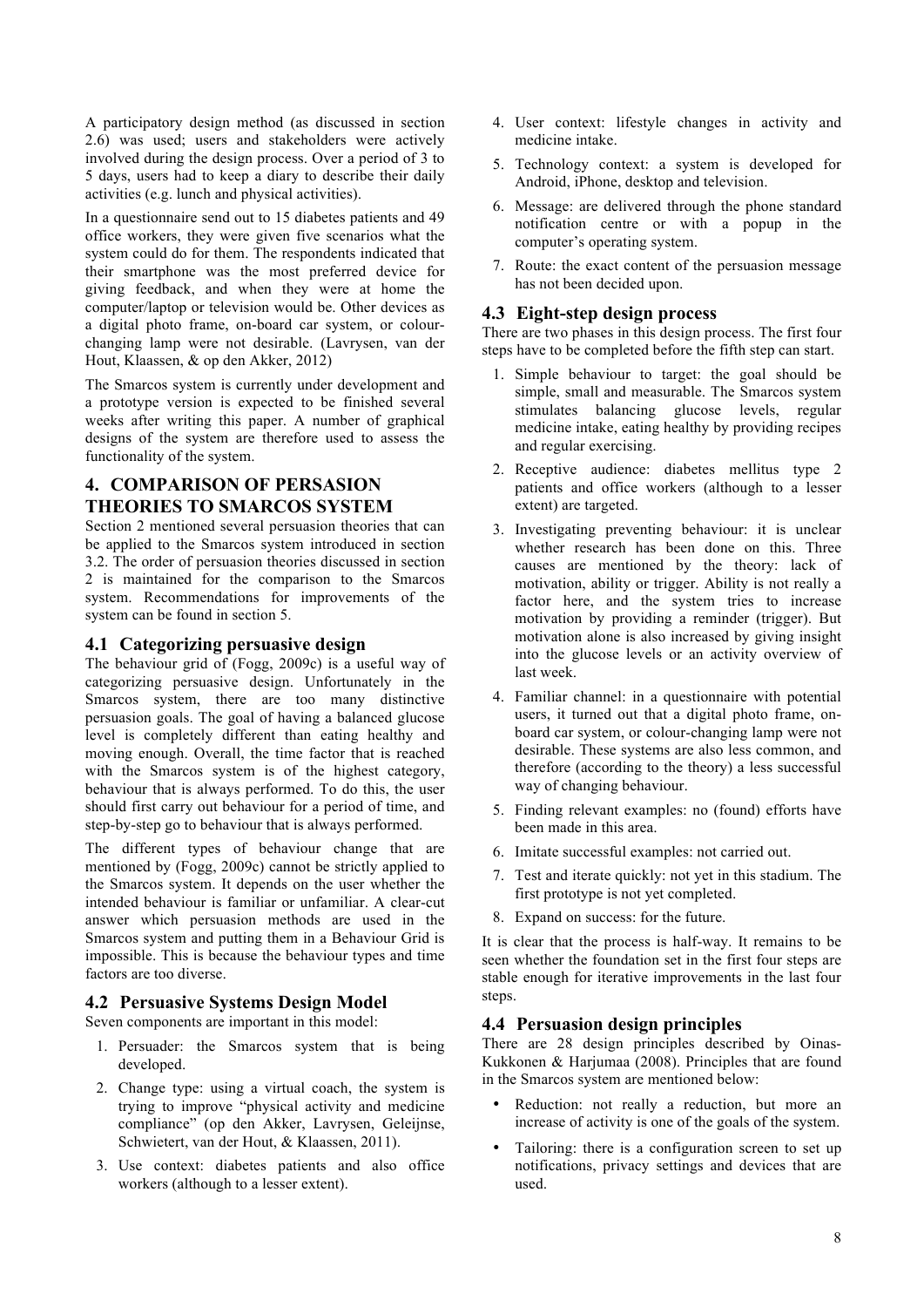A participatory design method (as discussed in section 2.6) was used; users and stakeholders were actively involved during the design process. Over a period of 3 to 5 days, users had to keep a diary to describe their daily activities (e.g. lunch and physical activities).

In a questionnaire send out to 15 diabetes patients and 49 office workers, they were given five scenarios what the system could do for them. The respondents indicated that their smartphone was the most preferred device for giving feedback, and when they were at home the computer/laptop or television would be. Other devices as a digital photo frame, on-board car system, or colour-changing lamp were not desirable. (Lavrysen, van der Hout, Klaassen, & op den Akker, 2012)

The Smarcos system is currently under development and a prototype version is expected to be finished several weeks after writing this paper. A number of graphical designs of the system are therefore used to assess the functionality of the system.

## 4. COMPARISON OF PERSASION THEORIES TO SMARCOS SYSTEM

Section 2 mentioned several persuasion theories that can be applied to the Smarcos system introduced in section 3.2. The order of persuasion theories discussed in section 2 is maintained for the comparison to the Smarcos system. Recommendations for improvements of the system can be found in section 5.

### 4.1 Categorizing persuasive design

The behaviour grid of (Fogg, 2009c) is a useful way of categorizing persuasive design. Unfortunately in the Smarcos system, there are too many distinctive persuasion goals. The goal of having a balanced glucose level is completely different than eating healthy and moving enough. Overall, the time factor that is reached with the Smarcos system is of the highest category, behaviour that is always performed. To do this, the user should first carry out behaviour for a period of time, and step-by-step go to behaviour that is always performed.

The different types of behaviour change that are mentioned by (Fogg, 2009c) cannot be strictly applied to the Smarcos system. It depends on the user whether the intended behaviour is familiar or unfamiliar. A clear-cut answer which persuasion methods are used in the Smarcos system and putting them in a Behaviour Grid is impossible. This is because the behaviour types and time factors are too diverse.

### 4.2 Persuasive Systems Design Model

Seven components are important in this model:

1. Persuader: the Smarcos system that is being developed.
2. Change type: using a virtual coach, the system is trying to improve "physical activity and medicine compliance" (op den Akker, Lavrysen, Geleijnse, Schwietert, van der Hout, & Klaassen, 2011).
3. Use context: diabetes patients and also office workers (although to a lesser extent).
4. User context: lifestyle changes in activity and medicine intake.
5. Technology context: a system is developed for Android, iPhone, desktop and television.
6. Message: are delivered through the phone standard notification centre or with a popup in the computer's operating system.
7. Route: the exact content of the persuasion message has not been decided upon.

### 4.3 Eight-step design process

There are two phases in this design process. The first four steps have to be completed before the fifth step can start.

1. Simple behaviour to target: the goal should be simple, small and measurable. The Smarcos system stimulates balancing glucose levels, regular medicine intake, eating healthy by providing recipes and regular exercising.
2. Receptive audience: diabetes mellitus type 2 patients and office workers (although to a lesser extent) are targeted.
3. Investigating preventing behaviour: it is unclear whether research has been done on this. Three causes are mentioned by the theory: lack of motivation, ability or trigger. Ability is not really a factor here, and the system tries to increase motivation by providing a reminder (trigger). But motivation alone is also increased by giving insight into the glucose levels or an activity overview of last week.
4. Familiar channel: in a questionnaire with potential users, it turned out that a digital photo frame, on-board car system, or colour-changing lamp were not desirable. These systems are also less common, and therefore (according to the theory) a less successful way of changing behaviour.
5. Finding relevant examples: no (found) efforts have been made in this area.
6. Imitate successful examples: not carried out.
7. Test and iterate quickly: not yet in this stadium. The first prototype is not yet completed.
8. Expand on success: for the future.

It is clear that the process is half-way. It remains to be seen whether the foundation set in the first four steps are stable enough for iterative improvements in the last four steps.

### 4.4 Persuasion design principles

There are 28 design principles described by Oinas-Kukkonen & Harjumaa (2008). Principles that are found in the Smarcos system are mentioned below:

- Reduction: not really a reduction, but more an increase of activity is one of the goals of the system.
- Tailoring: there is a configuration screen to set up notifications, privacy settings and devices that are used.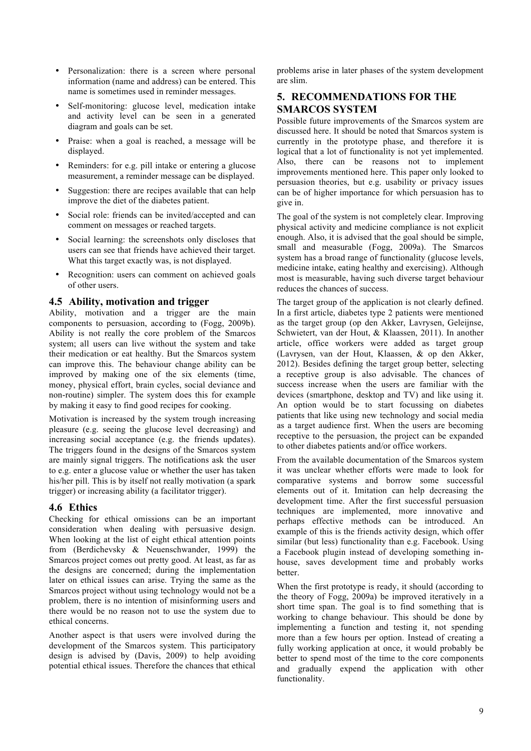- Personalization: there is a screen where personal information (name and address) can be entered. This name is sometimes used in reminder messages.
- Self-monitoring: glucose level, medication intake and activity level can be seen in a generated diagram and goals can be set.
- Praise: when a goal is reached, a message will be displayed.
- Reminders: for e.g. pill intake or entering a glucose measurement, a reminder message can be displayed.
- Suggestion: there are recipes available that can help improve the diet of the diabetes patient.
- Social role: friends can be invited/accepted and can comment on messages or reached targets.
- Social learning: the screenshots only discloses that users can see that friends have achieved their target. What this target exactly was, is not displayed.
- Recognition: users can comment on achieved goals of other users.

### 4.5 Ability, motivation and trigger

Ability, motivation and a trigger are the main components to persuasion, according to (Fogg, 2009b). Ability is not really the core problem of the Smarcos system; all users can live without the system and take their medication or eat healthy. But the Smarcos system can improve this. The behaviour change ability can be improved by making one of the six elements (time, money, physical effort, brain cycles, social deviance and non-routine) simpler. The system does this for example by making it easy to find good recipes for cooking.

Motivation is increased by the system trough increasing pleasure (e.g. seeing the glucose level decreasing) and increasing social acceptance (e.g. the friends updates). The triggers found in the designs of the Smarcos system are mainly signal triggers. The notifications ask the user to e.g. enter a glucose value or whether the user has taken his/her pill. This is by itself not really motivation (a spark trigger) or increasing ability (a facilitator trigger).

### 4.6 Ethics

Checking for ethical omissions can be an important consideration when dealing with persuasive design. When looking at the list of eight ethical attention points from (Berdichevsky & Neuenschwander, 1999) the Smarcos project comes out pretty good. At least, as far as the designs are concerned; during the implementation later on ethical issues can arise. Trying the same as the Smarcos project without using technology would not be a problem, there is no intention of misinforming users and there would be no reason not to use the system due to ethical concerns.

Another aspect is that users were involved during the development of the Smarcos system. This participatory design is advised by (Davis, 2009) to help avoiding potential ethical issues. Therefore the chances that ethical problems arise in later phases of the system development are slim.

## 5. RECOMMENDATIONS FOR THE SMARCOS SYSTEM

Possible future improvements of the Smarcos system are discussed here. It should be noted that Smarcos system is currently in the prototype phase, and therefore it is logical that a lot of functionality is not yet implemented. Also, there can be reasons not to implement improvements mentioned here. This paper only looked to persuasion theories, but e.g. usability or privacy issues can be of higher importance for which persuasion has to give in.

The goal of the system is not completely clear. Improving physical activity and medicine compliance is not explicit enough. Also, it is advised that the goal should be simple, small and measurable (Fogg, 2009a). The Smarcos system has a broad range of functionality (glucose levels, medicine intake, eating healthy and exercising). Although most is measurable, having such diverse target behaviour reduces the chances of success.

The target group of the application is not clearly defined. In a first article, diabetes type 2 patients were mentioned as the target group (op den Akker, Lavrysen, Geleijnse, Schwietert, van der Hout, & Klaassen, 2011). In another article, office workers were added as target group (Lavrysen, van der Hout, Klaassen, & op den Akker, 2012). Besides defining the target group better, selecting a receptive group is also advisable. The chances of success increase when the users are familiar with the devices (smartphone, desktop and TV) and like using it. An option would be to start focussing on diabetes patients that like using new technology and social media as a target audience first. When the users are becoming receptive to the persuasion, the project can be expanded to other diabetes patients and/or office workers.

From the available documentation of the Smarcos system it was unclear whether efforts were made to look for comparative systems and borrow some successful elements out of it. Imitation can help decreasing the development time. After the first successful persuasion techniques are implemented, more innovative and perhaps effective methods can be introduced. An example of this is the friends activity design, which offer similar (but less) functionality than e.g. Facebook. Using a Facebook plugin instead of developing something in-house, saves development time and probably works better.

When the first prototype is ready, it should (according to the theory of Fogg, 2009a) be improved iteratively in a short time span. The goal is to find something that is working to change behaviour. This should be done by implementing a function and testing it, not spending more than a few hours per option. Instead of creating a fully working application at once, it would probably be better to spend most of the time to the core components and gradually expend the application with other functionality.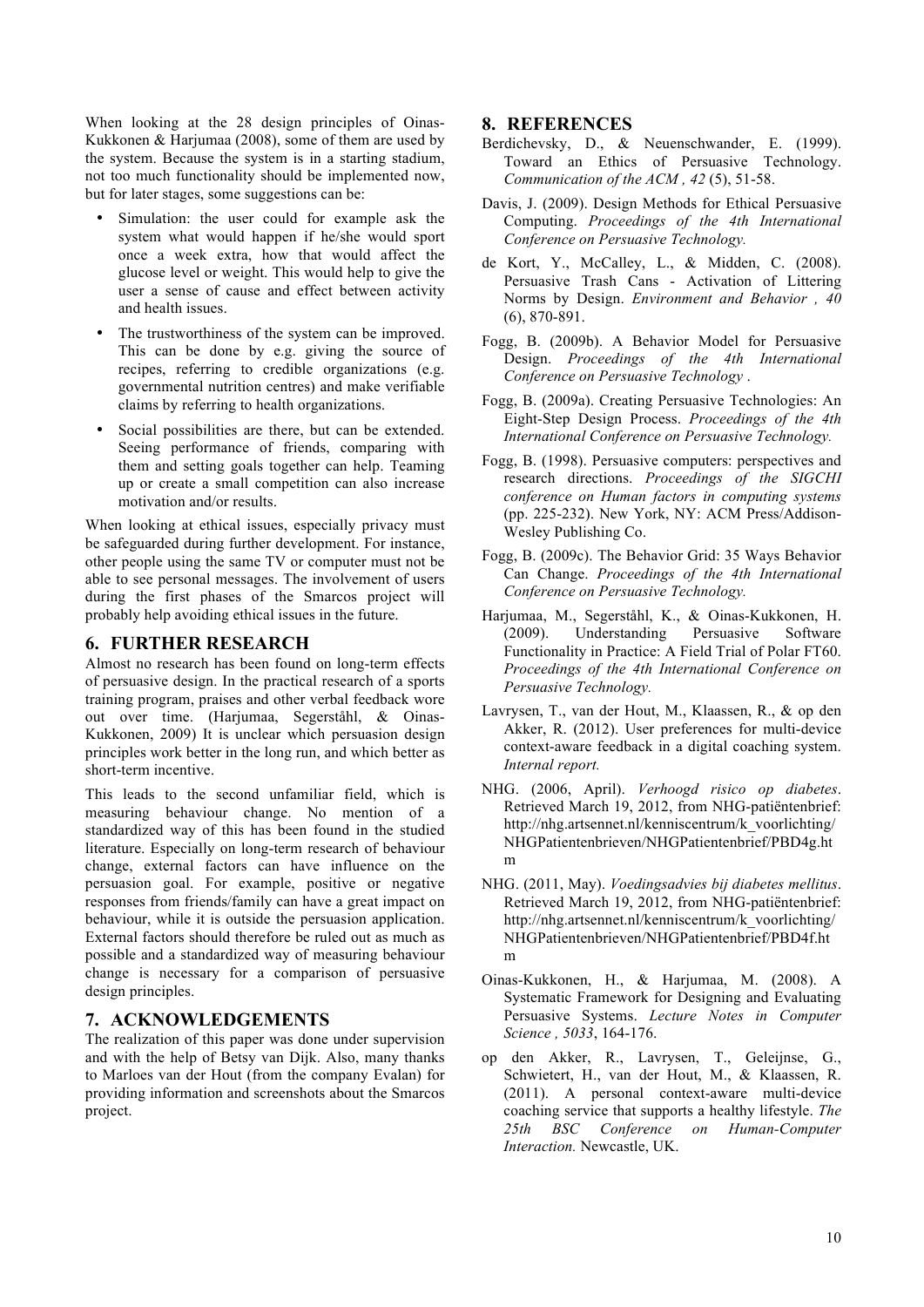When looking at the 28 design principles of Oinas-Kukkonen & Harjumaa (2008), some of them are used by the system. Because the system is in a starting stadium, not too much functionality should be implemented now, but for later stages, some suggestions can be:

- Simulation: the user could for example ask the system what would happen if he/she would sport once a week extra, how that would affect the glucose level or weight. This would help to give the user a sense of cause and effect between activity and health issues.
- The trustworthiness of the system can be improved. This can be done by e.g. giving the source of recipes, referring to credible organizations (e.g. governmental nutrition centres) and make verifiable claims by referring to health organizations.
- Social possibilities are there, but can be extended. Seeing performance of friends, comparing with them and setting goals together can help. Teaming up or create a small competition can also increase motivation and/or results.

When looking at ethical issues, especially privacy must be safeguarded during further development. For instance, other people using the same TV or computer must not be able to see personal messages. The involvement of users during the first phases of the Smarcos project will probably help avoiding ethical issues in the future.

## 6. FURTHER RESEARCH

Almost no research has been found on long-term effects of persuasive design. In the practical research of a sports training program, praises and other verbal feedback wore out over time. (Harjumaa, Segerståhl, & Oinas-Kukkonen, 2009) It is unclear which persuasion design principles work better in the long run, and which better as short-term incentive.

This leads to the second unfamiliar field, which is measuring behaviour change. No mention of a standardized way of this has been found in the studied literature. Especially on long-term research of behaviour change, external factors can have influence on the persuasion goal. For example, positive or negative responses from friends/family can have a great impact on behaviour, while it is outside the persuasion application. External factors should therefore be ruled out as much as possible and a standardized way of measuring behaviour change is necessary for a comparison of persuasive design principles.

## 7. ACKNOWLEDGEMENTS

The realization of this paper was done under supervision and with the help of Betsy van Dijk. Also, many thanks to Marloes van der Hout (from the company Evalan) for providing information and screenshots about the Smarcos project.

## 8. REFERENCES

Berdichevsky, D., & Neuenschwander, E. (1999). Toward an Ethics of Persuasive Technology. *Communication of the ACM , 42* (5), 51-58.

Davis, J. (2009). Design Methods for Ethical Persuasive Computing. *Proceedings of the 4th International Conference on Persuasive Technology.*

de Kort, Y., McCalley, L., & Midden, C. (2008). Persuasive Trash Cans - Activation of Littering Norms by Design. *Environment and Behavior , 40* (6), 870-891.

Fogg, B. (2009b). A Behavior Model for Persuasive Design. *Proceedings of the 4th International Conference on Persuasive Technology .*

Fogg, B. (2009a). Creating Persuasive Technologies: An Eight-Step Design Process. *Proceedings of the 4th International Conference on Persuasive Technology.*

Fogg, B. (1998). Persuasive computers: perspectives and research directions. *Proceedings of the SIGCHI conference on Human factors in computing systems* (pp. 225-232). New York, NY: ACM Press/Addison-Wesley Publishing Co.

Fogg, B. (2009c). The Behavior Grid: 35 Ways Behavior Can Change. *Proceedings of the 4th International Conference on Persuasive Technology.*

Harjumaa, M., Segerståhl, K., & Oinas-Kukkonen, H. (2009). Understanding Persuasive Software Functionality in Practice: A Field Trial of Polar FT60. *Proceedings of the 4th International Conference on Persuasive Technology.*

Lavrysen, T., van der Hout, M., Klaassen, R., & op den Akker, R. (2012). User preferences for multi-device context-aware feedback in a digital coaching system. *Internal report.*

NHG. (2006, April). *Verhoogd risico op diabetes*. Retrieved March 19, 2012, from NHG-patiëntenbrief: http://nhg.artsennet.nl/kenniscentrum/k_voorlichting/NHGPatientenbrieven/NHGPatientenbrief/PBD4g.htm

NHG. (2011, May). *Voedingsadvies bij diabetes mellitus*. Retrieved March 19, 2012, from NHG-patiëntenbrief: http://nhg.artsennet.nl/kenniscentrum/k_voorlichting/NHGPatientenbrieven/NHGPatientenbrief/PBD4f.htm

Oinas-Kukkonen, H., & Harjumaa, M. (2008). A Systematic Framework for Designing and Evaluating Persuasive Systems. *Lecture Notes in Computer Science , 5033*, 164-176.

op den Akker, R., Lavrysen, T., Geleijnse, G., Schwietert, H., van der Hout, M., & Klaassen, R. (2011). A personal context-aware multi-device coaching service that supports a healthy lifestyle. *The 25th BSC Conference on Human-Computer Interaction.* Newcastle, UK.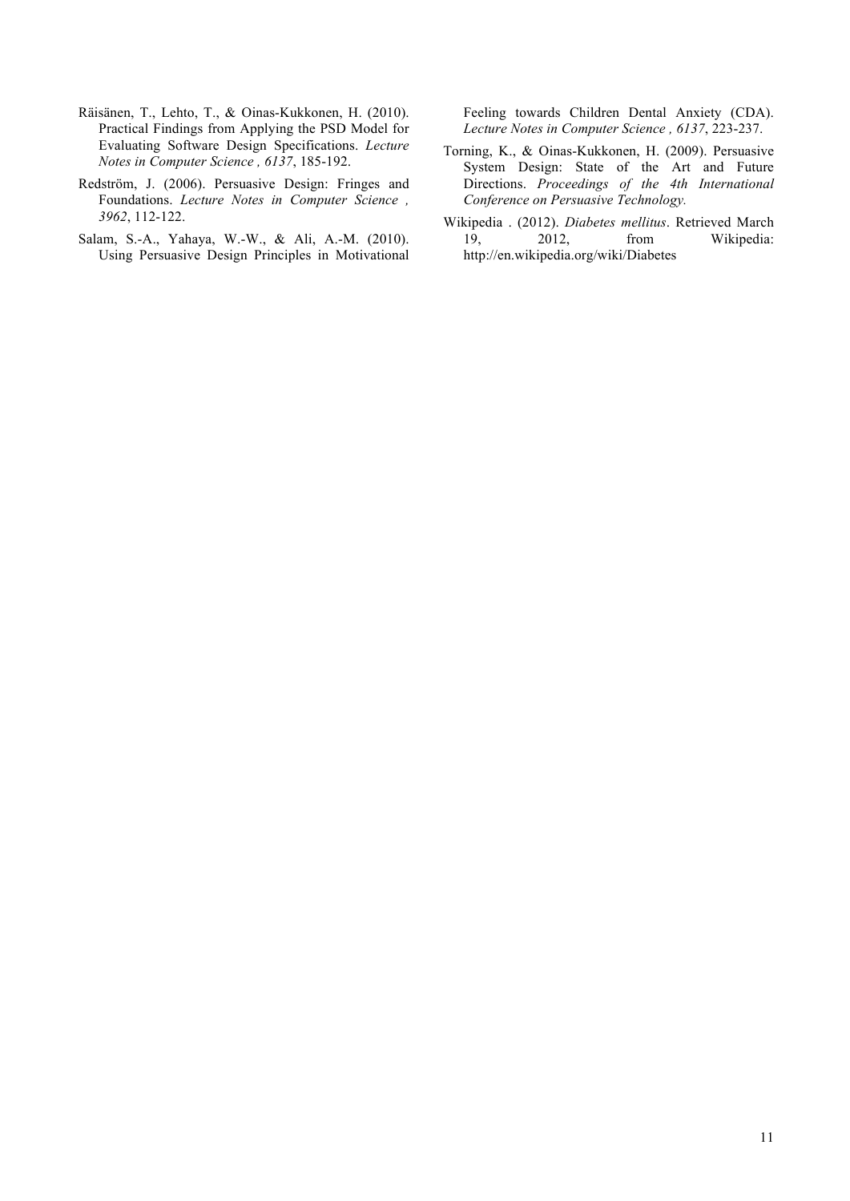Räisänen, T., Lehto, T., & Oinas-Kukkonen, H. (2010). Practical Findings from Applying the PSD Model for Evaluating Software Design Specifications. *Lecture Notes in Computer Science , 6137*, 185-192.

Redström, J. (2006). Persuasive Design: Fringes and Foundations. *Lecture Notes in Computer Science , 3962*, 112-122.

Salam, S.-A., Yahaya, W.-W., & Ali, A.-M. (2010). Using Persuasive Design Principles in Motivational Feeling towards Children Dental Anxiety (CDA). *Lecture Notes in Computer Science , 6137*, 223-237.

Torning, K., & Oinas-Kukkonen, H. (2009). Persuasive System Design: State of the Art and Future Directions. *Proceedings of the 4th International Conference on Persuasive Technology.*

Wikipedia . (2012). *Diabetes mellitus*. Retrieved March 19, 2012, from Wikipedia: http://en.wikipedia.org/wiki/Diabetes